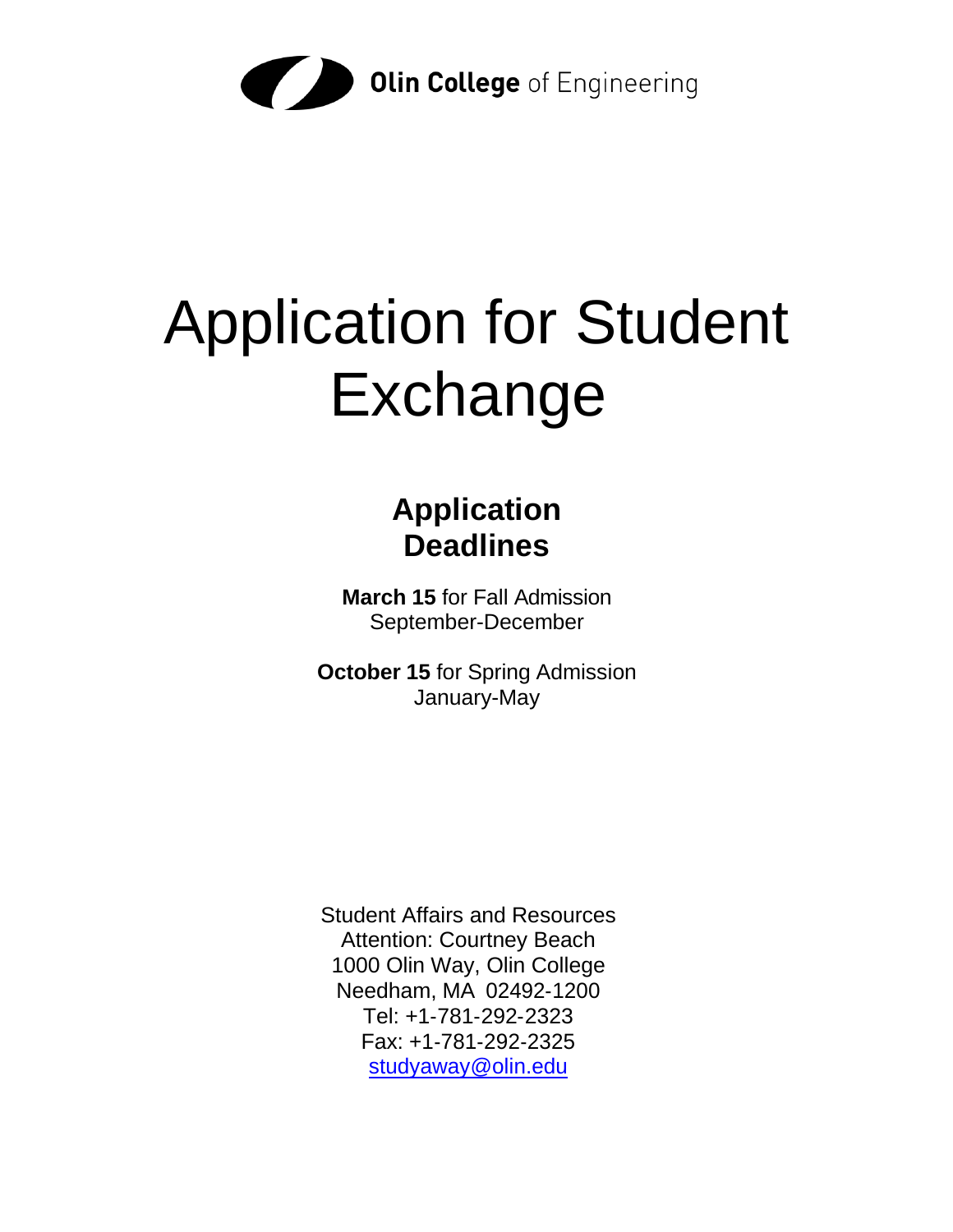Olin College of Engineering

# Application for Student Exchange

## Application Deadlines

**March 15** for Fall Admission
September-December

**October 15** for Spring Admission
January-May

Student Affairs and Resources
Attention: Courtney Beach
1000 Olin Way, Olin College
Needham, MA 02492-1200
Tel: +1-781-292-2323
Fax: +1-781-292-2325
studyaway@olin.edu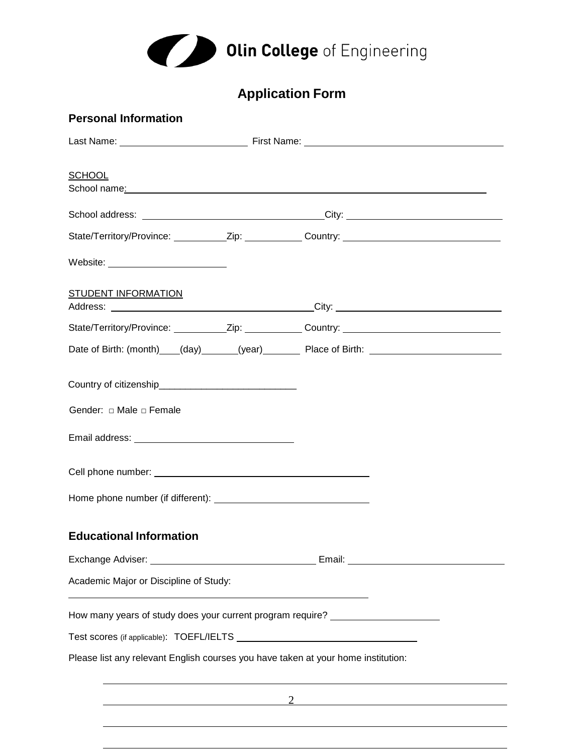Olin College of Engineering

# Application Form

## Personal Information

Last Name: ________________________ First Name: ____________________________________

SCHOOL

School name: ______________________________________________________________________

School address: ________________________________ City: ____________________________

State/Territory/Province: __________ Zip: ___________ Country: _____________________________

Website: ______________________

STUDENT INFORMATION

Address: ______________________________________ City: ______________________________

State/Territory/Province: __________ Zip: ___________ Country: _____________________________

Date of Birth: (month)____(day)_______(year)_______ Place of Birth: ________________________

Country of citizenship__________________________

Gender: □ Male □ Female

Email address: ______________________________

Cell phone number: ________________________________________

Home phone number (if different): ____________________________

## Educational Information

Exchange Adviser: ______________________________ Email: ______________________________

Academic Major or Discipline of Study:

__________________________________________________________

How many years of study does your current program require? ____________________

Test scores (if applicable): TOEFL/IELTS _________________________________

Please list any relevant English courses you have taken at your home institution:

______________________________________________________________________________

______________________________________________________________________________

______________________________________________________________________________

______________________________________________________________________________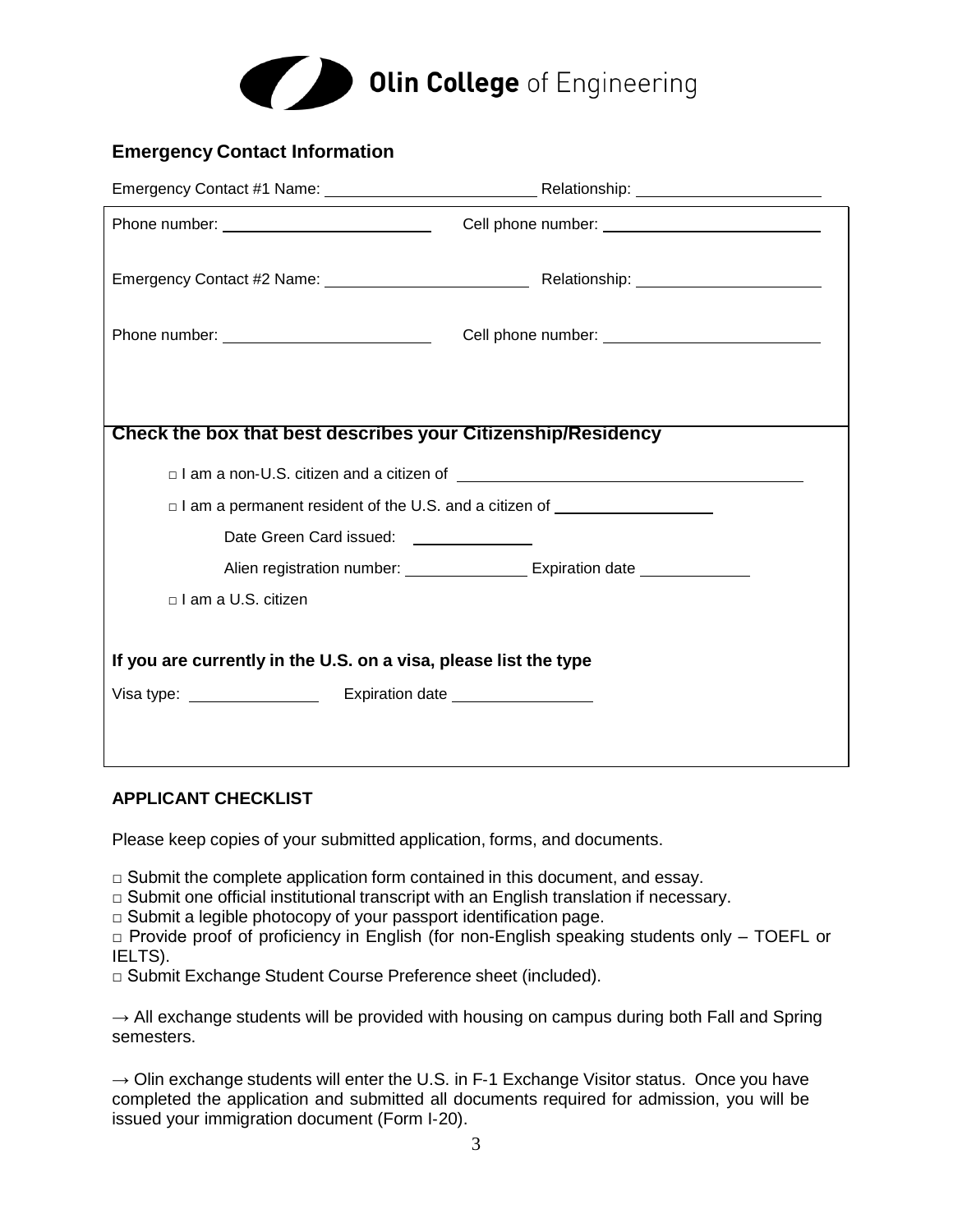Olin College of Engineering

## Emergency Contact Information

Emergency Contact #1 Name: ________________________ Relationship: ____________________

Phone number: ________________________ Cell phone number: ________________________

Emergency Contact #2 Name: ________________________ Relationship: ____________________

Phone number: ________________________ Cell phone number: ________________________

### Check the box that best describes your Citizenship/Residency

□ I am a non-U.S. citizen and a citizen of ______________________________________

□ I am a permanent resident of the U.S. and a citizen of __________________

Date Green Card issued: ______________

Alien registration number: ______________ Expiration date ____________

□ I am a U.S. citizen

### If you are currently in the U.S. on a visa, please list the type

Visa type: _______________ Expiration date ________________

## APPLICANT CHECKLIST

Please keep copies of your submitted application, forms, and documents.

□ Submit the complete application form contained in this document, and essay.
□ Submit one official institutional transcript with an English translation if necessary.
□ Submit a legible photocopy of your passport identification page.
□ Provide proof of proficiency in English (for non-English speaking students only – TOEFL or IELTS).
□ Submit Exchange Student Course Preference sheet (included).

→ All exchange students will be provided with housing on campus during both Fall and Spring semesters.

→ Olin exchange students will enter the U.S. in F-1 Exchange Visitor status. Once you have completed the application and submitted all documents required for admission, you will be issued your immigration document (Form I-20).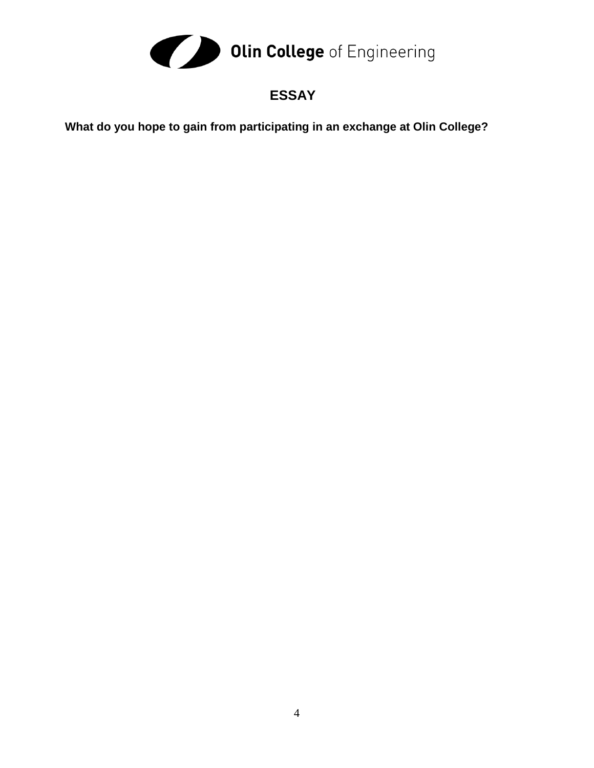Olin College of Engineering

# ESSAY

**What do you hope to gain from participating in an exchange at Olin College?**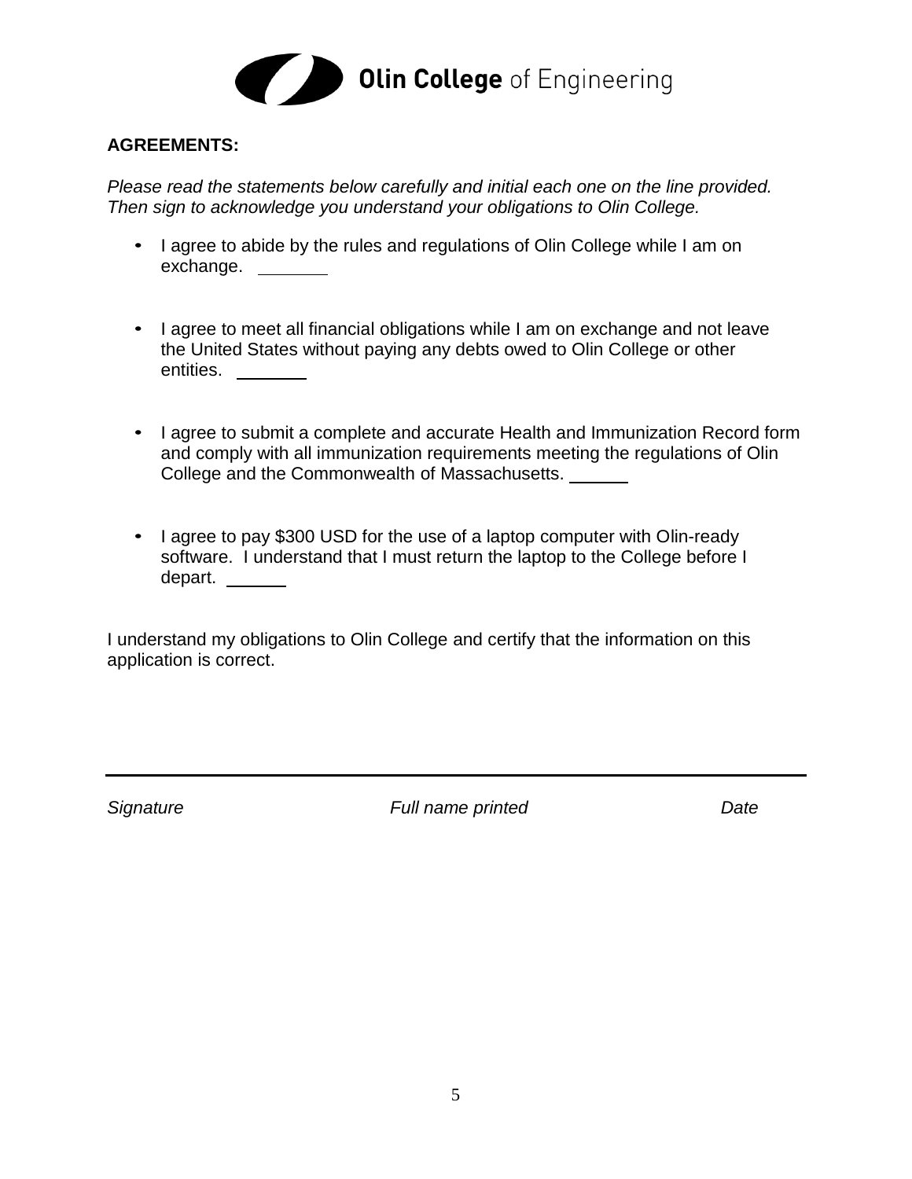**Olin College** of Engineering

**AGREEMENTS:**

*Please read the statements below carefully and initial each one on the line provided. Then sign to acknowledge you understand your obligations to Olin College.*

- I agree to abide by the rules and regulations of Olin College while I am on exchange. ______
- I agree to meet all financial obligations while I am on exchange and not leave the United States without paying any debts owed to Olin College or other entities. ______
- I agree to submit a complete and accurate Health and Immunization Record form and comply with all immunization requirements meeting the regulations of Olin College and the Commonwealth of Massachusetts. ______
- I agree to pay $300 USD for the use of a laptop computer with Olin-ready software. I understand that I must return the laptop to the College before I depart. ______

I understand my obligations to Olin College and certify that the information on this application is correct.

_______________________________________________________________

*Signature* *Full name printed* *Date*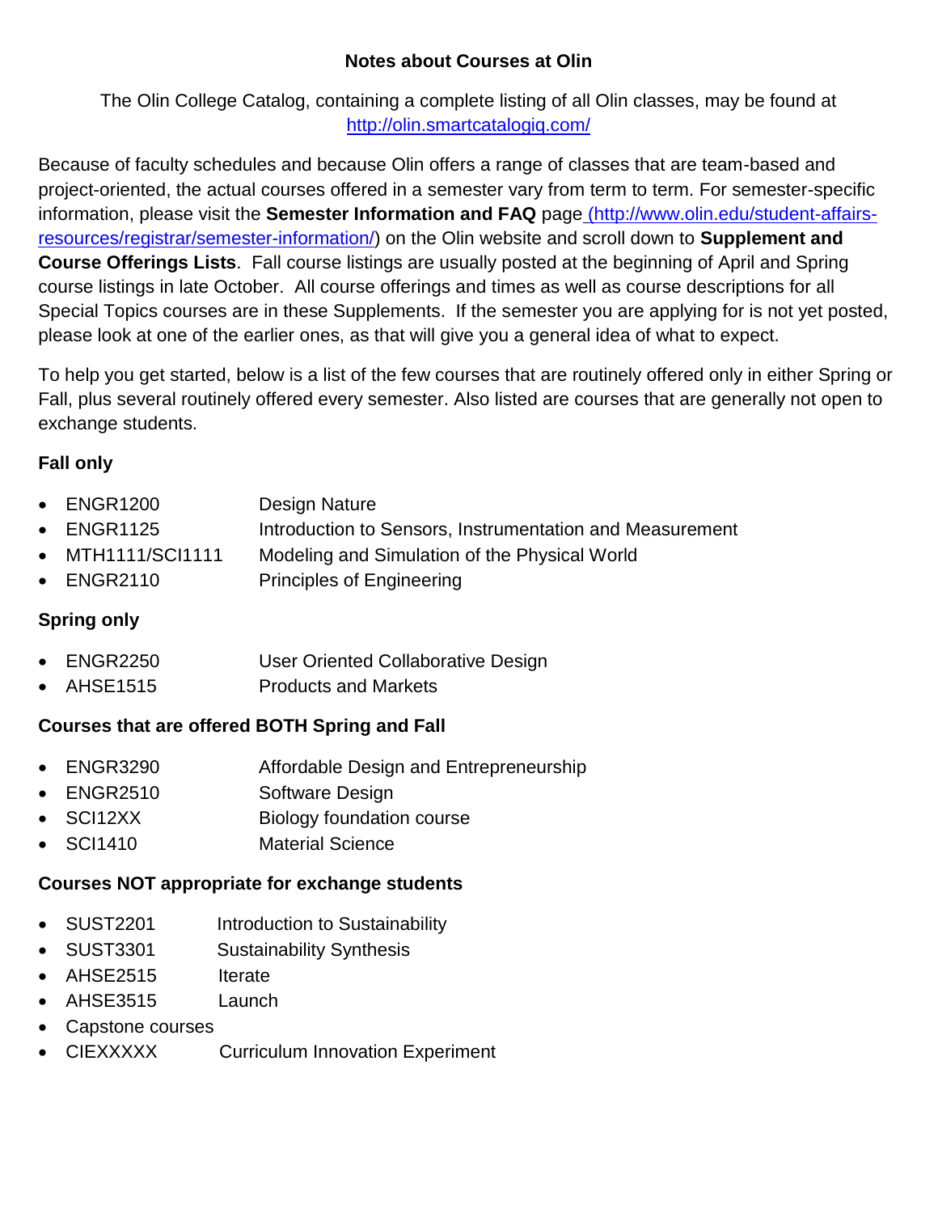## Notes about Courses at Olin

The Olin College Catalog, containing a complete listing of all Olin classes, may be found at http://olin.smartcatalogiq.com/

Because of faculty schedules and because Olin offers a range of classes that are team-based and project-oriented, the actual courses offered in a semester vary from term to term. For semester-specific information, please visit the **Semester Information and FAQ** page (http://www.olin.edu/student-affairs-resources/registrar/semester-information/) on the Olin website and scroll down to **Supplement and Course Offerings Lists**. Fall course listings are usually posted at the beginning of April and Spring course listings in late October. All course offerings and times as well as course descriptions for all Special Topics courses are in these Supplements. If the semester you are applying for is not yet posted, please look at one of the earlier ones, as that will give you a general idea of what to expect.

To help you get started, below is a list of the few courses that are routinely offered only in either Spring or Fall, plus several routinely offered every semester. Also listed are courses that are generally not open to exchange students.

**Fall only**

- ENGR1200 Design Nature
- ENGR1125 Introduction to Sensors, Instrumentation and Measurement
- MTH1111/SCI1111 Modeling and Simulation of the Physical World
- ENGR2110 Principles of Engineering

**Spring only**

- ENGR2250 User Oriented Collaborative Design
- AHSE1515 Products and Markets

**Courses that are offered BOTH Spring and Fall**

- ENGR3290 Affordable Design and Entrepreneurship
- ENGR2510 Software Design
- SCI12XX Biology foundation course
- SCI1410 Material Science

**Courses NOT appropriate for exchange students**

- SUST2201 Introduction to Sustainability
- SUST3301 Sustainability Synthesis
- AHSE2515 Iterate
- AHSE3515 Launch
- Capstone courses
- CIEXXXXX Curriculum Innovation Experiment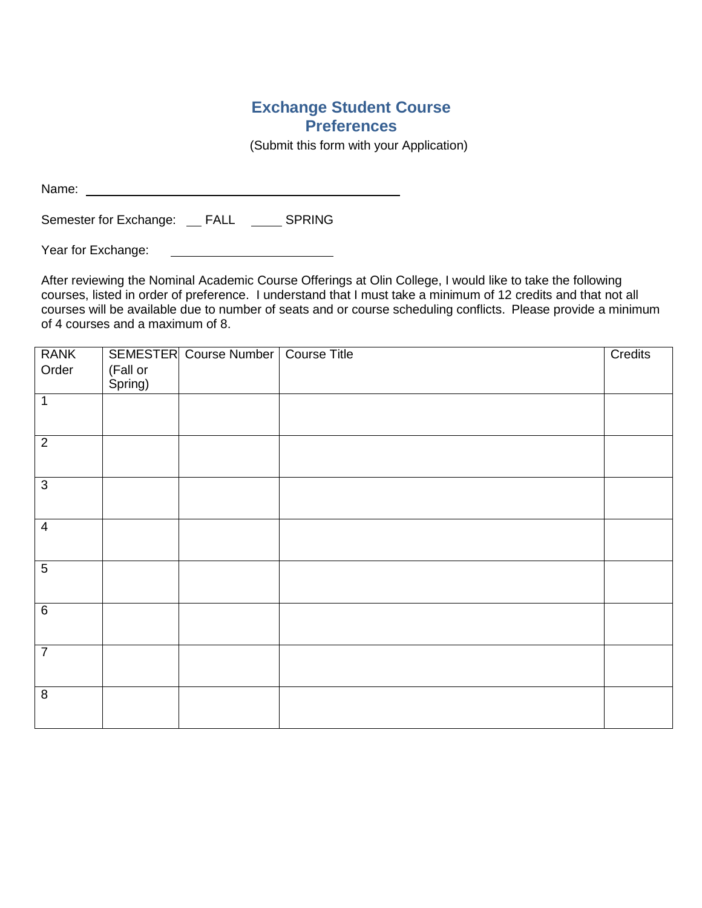# Exchange Student Course Preferences

(Submit this form with your Application)

Name: ____________________________________________

Semester for Exchange: __ FALL ____ SPRING

Year for Exchange: ______________________

After reviewing the Nominal Academic Course Offerings at Olin College, I would like to take the following courses, listed in order of preference. I understand that I must take a minimum of 12 credits and that not all courses will be available due to number of seats and or course scheduling conflicts. Please provide a minimum of 4 courses and a maximum of 8.

| RANK Order | SEMESTER (Fall or Spring) | Course Number | Course Title | Credits |
|---|---|---|---|---|
| 1 | | | | |
| 2 | | | | |
| 3 | | | | |
| 4 | | | | |
| 5 | | | | |
| 6 | | | | |
| 7 | | | | |
| 8 | | | | |